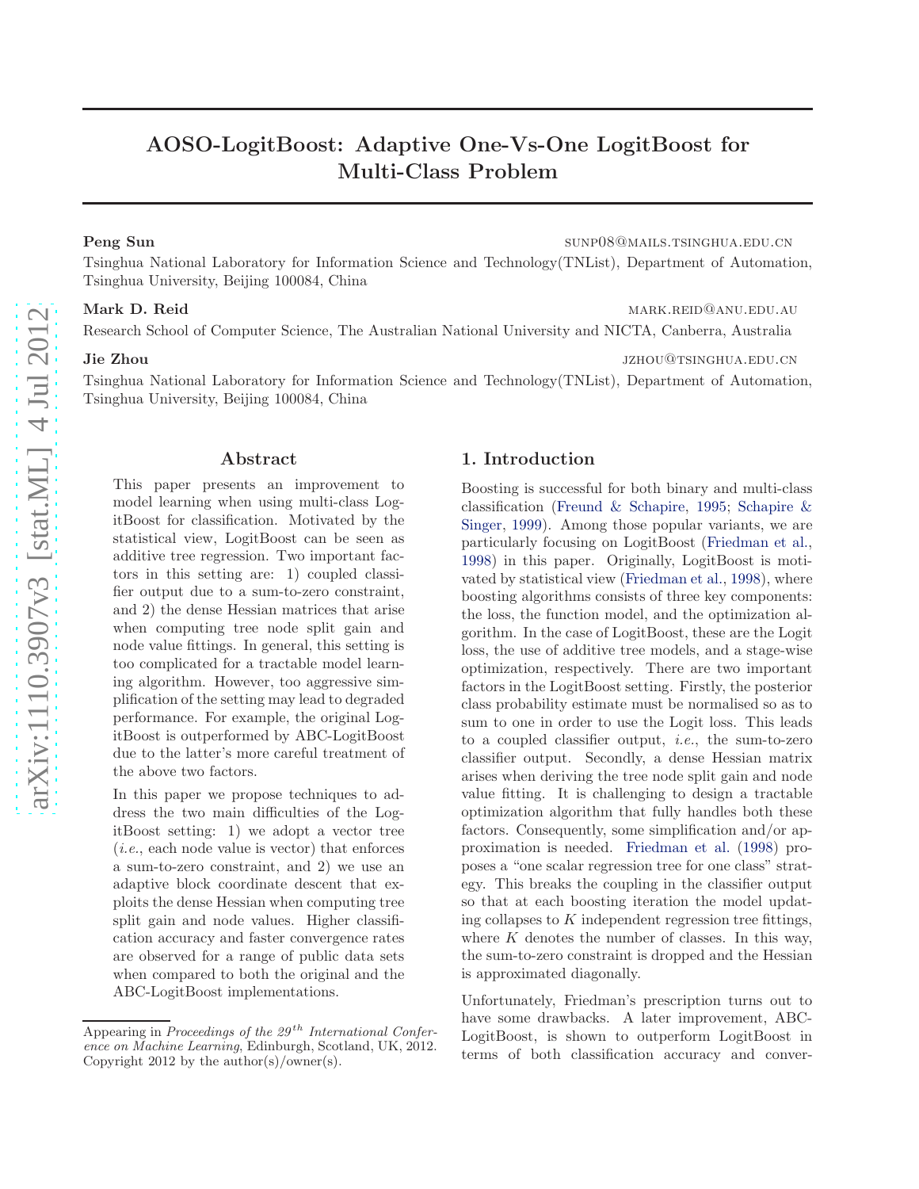# AOSO-LogitBoost: Adaptive One-Vs-One LogitBoost for Multi-Class Problem

**Peng Sun** sunp08@mails.tsinghua.edu.cn
Tsinghua National Laboratory for Information Science and Technology(TNList), Department of Automation, Tsinghua University, Beijing 100084, China

**Mark D. Reid** mark.reid@anu.edu.au
Research School of Computer Science, The Australian National University and NICTA, Canberra, Australia

**Jie Zhou** jzhou@tsinghua.edu.cn
Tsinghua National Laboratory for Information Science and Technology(TNList), Department of Automation, Tsinghua University, Beijing 100084, China

## Abstract

This paper presents an improvement to model learning when using multi-class LogitBoost for classification. Motivated by the statistical view, LogitBoost can be seen as additive tree regression. Two important factors in this setting are: 1) coupled classifier output due to a sum-to-zero constraint, and 2) the dense Hessian matrices that arise when computing tree node split gain and node value fittings. In general, this setting is too complicated for a tractable model learning algorithm. However, too aggressive simplification of the setting may lead to degraded performance. For example, the original LogitBoost is outperformed by ABC-LogitBoost due to the latter's more careful treatment of the above two factors.

In this paper we propose techniques to address the two main difficulties of the LogitBoost setting: 1) we adopt a vector tree (*i.e.*, each node value is vector) that enforces a sum-to-zero constraint, and 2) we use an adaptive block coordinate descent that exploits the dense Hessian when computing tree split gain and node values. Higher classification accuracy and faster convergence rates are observed for a range of public data sets when compared to both the original and the ABC-LogitBoost implementations.

## 1. Introduction

Boosting is successful for both binary and multi-class classification (Freund & Schapire, 1995; Schapire & Singer, 1999). Among those popular variants, we are particularly focusing on LogitBoost (Friedman et al., 1998) in this paper. Originally, LogitBoost is motivated by statistical view (Friedman et al., 1998), where boosting algorithms consists of three key components: the loss, the function model, and the optimization algorithm. In the case of LogitBoost, these are the Logit loss, the use of additive tree models, and a stage-wise optimization, respectively. There are two important factors in the LogitBoost setting. Firstly, the posterior class probability estimate must be normalised so as to sum to one in order to use the Logit loss. This leads to a coupled classifier output, *i.e.*, the sum-to-zero classifier output. Secondly, a dense Hessian matrix arises when deriving the tree node split gain and node value fitting. It is challenging to design a tractable optimization algorithm that fully handles both these factors. Consequently, some simplification and/or approximation is needed. Friedman et al. (1998) proposes a "one scalar regression tree for one class" strategy. This breaks the coupling in the classifier output so that at each boosting iteration the model updating collapses to $K$ independent regression tree fittings, where $K$ denotes the number of classes. In this way, the sum-to-zero constraint is dropped and the Hessian is approximated diagonally.

Unfortunately, Friedman's prescription turns out to have some drawbacks. A later improvement, ABC-LogitBoost, is shown to outperform LogitBoost in terms of both classification accuracy and conver-

Appearing in *Proceedings of the 29th International Conference on Machine Learning*, Edinburgh, Scotland, UK, 2012. Copyright 2012 by the author(s)/owner(s).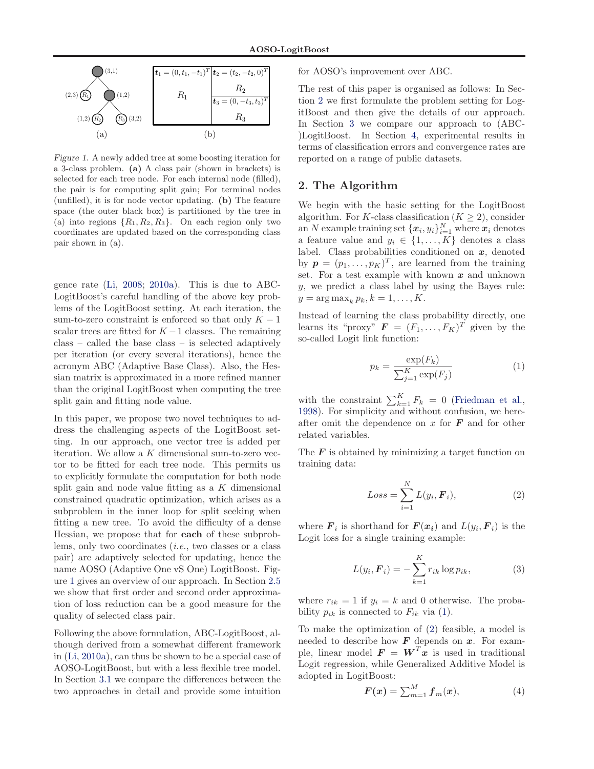Figure 1. A newly added tree at some boosting iteration for a 3-class problem. **(a)** A class pair (shown in brackets) is selected for each tree node. For each internal node (filled), the pair is for computing split gain; For terminal nodes (unfilled), it is for node vector updating. **(b)** The feature space (the outer black box) is partitioned by the tree in (a) into regions $\{R_1, R_2, R_3\}$. On each region only two coordinates are updated based on the corresponding class pair shown in (a).

gence rate (Li, 2008; 2010a). This is due to ABC-LogitBoost's careful handling of the above key problems of the LogitBoost setting. At each iteration, the sum-to-zero constraint is enforced so that only $K-1$ scalar trees are fitted for $K-1$ classes. The remaining class – called the base class – is selected adaptively per iteration (or every several iterations), hence the acronym ABC (Adaptive Base Class). Also, the Hessian matrix is approximated in a more refined manner than the original LogitBoost when computing the tree split gain and fitting node value.

In this paper, we propose two novel techniques to address the challenging aspects of the LogitBoost setting. In our approach, one vector tree is added per iteration. We allow a $K$ dimensional sum-to-zero vector to be fitted for each tree node. This permits us to explicitly formulate the computation for both node split gain and node value fitting as a $K$ dimensional constrained quadratic optimization, which arises as a subproblem in the inner loop for split seeking when fitting a new tree. To avoid the difficulty of a dense Hessian, we propose that for **each** of these subproblems, only two coordinates (*i.e.*, two classes or a class pair) are adaptively selected for updating, hence the name AOSO (Adaptive One vS One) LogitBoost. Figure 1 gives an overview of our approach. In Section 2.5 we show that first order and second order approximation of loss reduction can be a good measure for the quality of selected class pair.

Following the above formulation, ABC-LogitBoost, although derived from a somewhat different framework in (Li, 2010a), can thus be shown to be a special case of AOSO-LogitBoost, but with a less flexible tree model. In Section 3.1 we compare the differences between the two approaches in detail and provide some intuition for AOSO's improvement over ABC.

The rest of this paper is organised as follows: In Section 2 we first formulate the problem setting for LogitBoost and then give the details of our approach. In Section 3 we compare our approach to (ABC-)LogitBoost. In Section 4, experimental results in terms of classification errors and convergence rates are reported on a range of public datasets.

## 2. The Algorithm

We begin with the basic setting for the LogitBoost algorithm. For $K$-class classification ($K \geq 2$), consider an $N$ example training set $\{\boldsymbol{x}_i, y_i\}_{i=1}^N$ where $\boldsymbol{x}_i$ denotes a feature value and $y_i \in \{1, \dots, K\}$ denotes a class label. Class probabilities conditioned on $\boldsymbol{x}$, denoted by $\boldsymbol{p} = (p_1, \dots, p_K)^T$, are learned from the training set. For a test example with known $\boldsymbol{x}$ and unknown $y$, we predict a class label by using the Bayes rule: $y = \arg\max_k p_k, k = 1, \dots, K$.

Instead of learning the class probability directly, one learns its "proxy" $\boldsymbol{F} = (F_1, \dots, F_K)^T$ given by the so-called Logit link function:

$$p_k = \frac{\exp(F_k)}{\sum_{j=1}^K \exp(F_j)} \tag{1}$$

with the constraint $\sum_{k=1}^K F_k = 0$ (Friedman et al., 1998). For simplicity and without confusion, we hereafter omit the dependence on $x$ for $\boldsymbol{F}$ and for other related variables.

The $\boldsymbol{F}$ is obtained by minimizing a target function on training data:

$$Loss = \sum_{i=1}^N L(y_i, \boldsymbol{F}_i), \tag{2}$$

where $\boldsymbol{F}_i$ is shorthand for $\boldsymbol{F}(\boldsymbol{x_i})$ and $L(y_i, \boldsymbol{F}_i)$ is the Logit loss for a single training example:

$$L(y_i, \boldsymbol{F}_i) = -\sum_{k=1}^K r_{ik} \log p_{ik}, \tag{3}$$

where $r_{ik} = 1$ if $y_i = k$ and 0 otherwise. The probability $p_{ik}$ is connected to $F_{ik}$ via (1).

To make the optimization of (2) feasible, a model is needed to describe how $\boldsymbol{F}$ depends on $\boldsymbol{x}$. For example, linear model $\boldsymbol{F} = \boldsymbol{W}^T\boldsymbol{x}$ is used in traditional Logit regression, while Generalized Additive Model is adopted in LogitBoost:

$$\boldsymbol{F}(\boldsymbol{x}) = \sum_{m=1}^M \boldsymbol{f}_m(\boldsymbol{x}), \tag{4}$$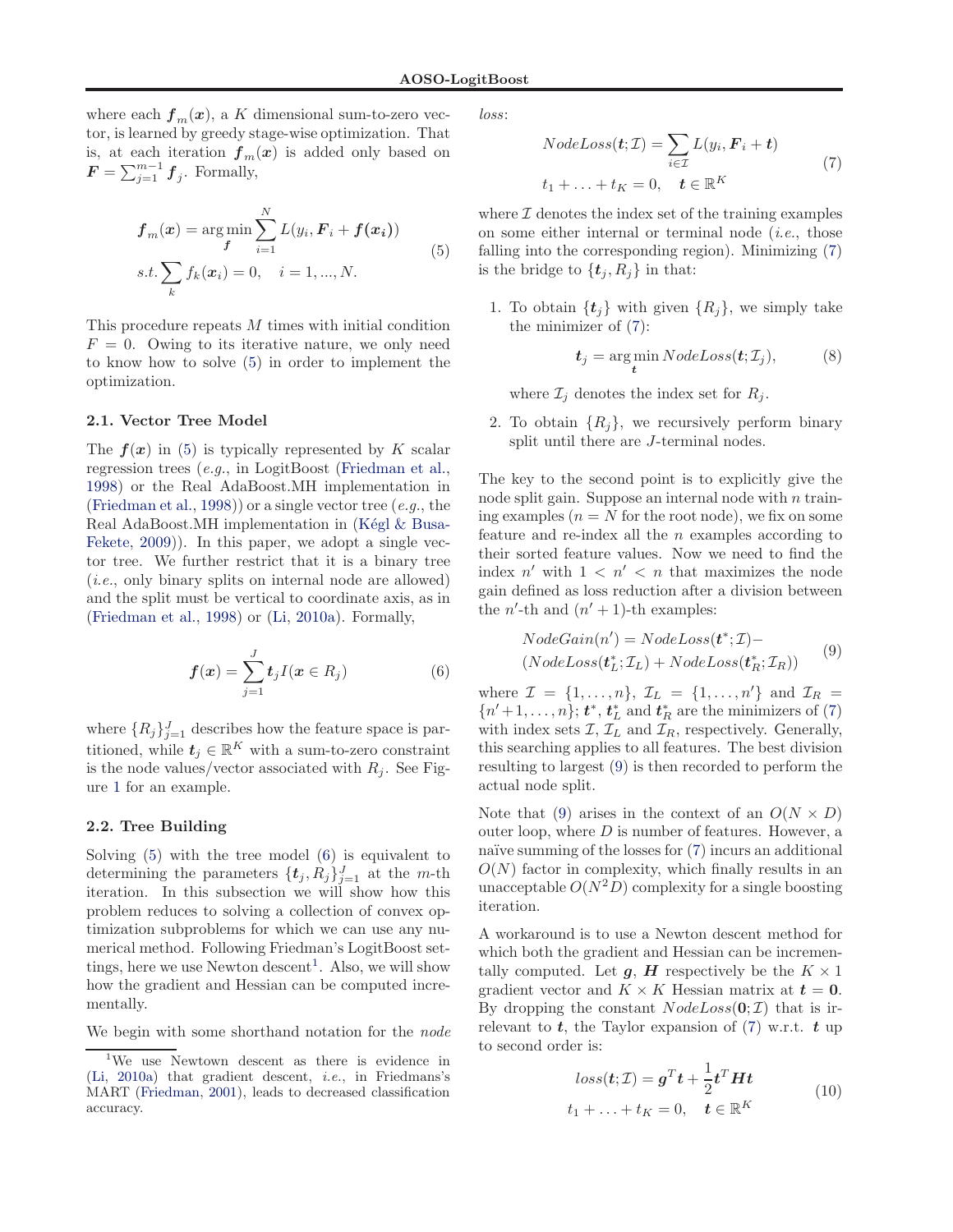where each $\boldsymbol{f}_m(\boldsymbol{x})$, a $K$ dimensional sum-to-zero vector, is learned by greedy stage-wise optimization. That is, at each iteration $\boldsymbol{f}_m(\boldsymbol{x})$ is added only based on $\boldsymbol{F} = \sum_{j=1}^{m-1} \boldsymbol{f}_j$. Formally,

$$
\begin{aligned}
\boldsymbol{f}_m(\boldsymbol{x}) &= \arg\min_{\boldsymbol{f}} \sum_{i=1}^{N} L(y_i, \boldsymbol{F}_i + \boldsymbol{f}(\boldsymbol{x_i})) \\
s.t. &\sum_k f_k(\boldsymbol{x}_i) = 0, \quad i = 1, ..., N.
\end{aligned} \tag{5}
$$

This procedure repeats $M$ times with initial condition $F = 0$. Owing to its iterative nature, we only need to know how to solve (5) in order to implement the optimization.

### 2.1. Vector Tree Model

The $\boldsymbol{f}(\boldsymbol{x})$ in (5) is typically represented by $K$ scalar regression trees (*e.g.*, in LogitBoost (Friedman et al., 1998) or the Real AdaBoost.MH implementation in (Friedman et al., 1998)) or a single vector tree (*e.g.*, the Real AdaBoost.MH implementation in (Kégl & Busa-Fekete, 2009)). In this paper, we adopt a single vector tree. We further restrict that it is a binary tree (*i.e.*, only binary splits on internal node are allowed) and the split must be vertical to coordinate axis, as in (Friedman et al., 1998) or (Li, 2010a). Formally,

$$
\boldsymbol{f}(\boldsymbol{x}) = \sum_{j=1}^{J} \boldsymbol{t}_j I(\boldsymbol{x} \in R_j) \tag{6}
$$

where $\{R_j\}_{j=1}^{J}$ describes how the feature space is partitioned, while $\boldsymbol{t}_j \in \mathbb{R}^K$ with a sum-to-zero constraint is the node values/vector associated with $R_j$. See Figure 1 for an example.

### 2.2. Tree Building

Solving (5) with the tree model (6) is equivalent to determining the parameters $\{\boldsymbol{t}_j, R_j\}_{j=1}^{J}$ at the $m$-th iteration. In this subsection we will show how this problem reduces to solving a collection of convex optimization subproblems for which we can use any numerical method. Following Friedman's LogitBoost settings, here we use Newton descent[1]. Also, we will show how the gradient and Hessian can be computed incrementally.

We begin with some shorthand notation for the *node loss*:

$$
\begin{aligned}
NodeLoss(\boldsymbol{t}; \mathcal{I}) &= \sum_{i \in \mathcal{I}} L(y_i, \boldsymbol{F}_i + \boldsymbol{t}) \\
t_1 + \ldots + t_K &= 0, \quad \boldsymbol{t} \in \mathbb{R}^K
\end{aligned} \tag{7}
$$

where $\mathcal{I}$ denotes the index set of the training examples on some either internal or terminal node (*i.e.*, those falling into the corresponding region). Minimizing (7) is the bridge to $\{\boldsymbol{t}_j, R_j\}$ in that:

1. To obtain $\{\boldsymbol{t}_j\}$ with given $\{R_j\}$, we simply take the minimizer of (7):

$$
\boldsymbol{t}_j = \arg\min_{\boldsymbol{t}} NodeLoss(\boldsymbol{t}; \mathcal{I}_j), \tag{8}
$$

   where $\mathcal{I}_j$ denotes the index set for $R_j$.

2. To obtain $\{R_j\}$, we recursively perform binary split until there are $J$-terminal nodes.

The key to the second point is to explicitly give the node split gain. Suppose an internal node with $n$ training examples ($n = N$ for the root node), we fix on some feature and re-index all the $n$ examples according to their sorted feature values. Now we need to find the index $n'$ with $1 < n' < n$ that maximizes the node gain defined as loss reduction after a division between the $n'$-th and $(n'+1)$-th examples:

$$
\begin{aligned}
NodeGain(n') = &NodeLoss(\boldsymbol{t}^*; \mathcal{I}) - \\
&(NodeLoss(\boldsymbol{t}_L^*; \mathcal{I}_L) + NodeLoss(\boldsymbol{t}_R^*; \mathcal{I}_R))
\end{aligned} \tag{9}
$$

where $\mathcal{I} = \{1, \ldots, n\}$, $\mathcal{I}_L = \{1, \ldots, n'\}$ and $\mathcal{I}_R = \{n'+1, \ldots, n\}$; $\boldsymbol{t}^*$, $\boldsymbol{t}_L^*$ and $\boldsymbol{t}_R^*$ are the minimizers of (7) with index sets $\mathcal{I}$, $\mathcal{I}_L$ and $\mathcal{I}_R$, respectively. Generally, this searching applies to all features. The best division resulting to largest (9) is then recorded to perform the actual node split.

Note that (9) arises in the context of an $O(N \times D)$ outer loop, where $D$ is number of features. However, a naïve summing of the losses for (7) incurs an additional $O(N)$ factor in complexity, which finally results in an unacceptable $O(N^2 D)$ complexity for a single boosting iteration.

A workaround is to use a Newton descent method for which both the gradient and Hessian can be incrementally computed. Let $\boldsymbol{g}$, $\boldsymbol{H}$ respectively be the $K \times 1$ gradient vector and $K \times K$ Hessian matrix at $\boldsymbol{t} = \boldsymbol{0}$. By dropping the constant $NodeLoss(\boldsymbol{0}; \mathcal{I})$ that is irrelevant to $\boldsymbol{t}$, the Taylor expansion of (7) w.r.t. $\boldsymbol{t}$ up to second order is:

$$
\begin{aligned}
loss(\boldsymbol{t}; \mathcal{I}) &= \boldsymbol{g}^T \boldsymbol{t} + \frac{1}{2} \boldsymbol{t}^T \boldsymbol{H} \boldsymbol{t} \\
t_1 + \ldots + t_K &= 0, \quad \boldsymbol{t} \in \mathbb{R}^K
\end{aligned} \tag{10}
$$

---

[1] We use Newtown descent as there is evidence in (Li, 2010a) that gradient descent, *i.e.*, in Friedmans's MART (Friedman, 2001), leads to decreased classification accuracy.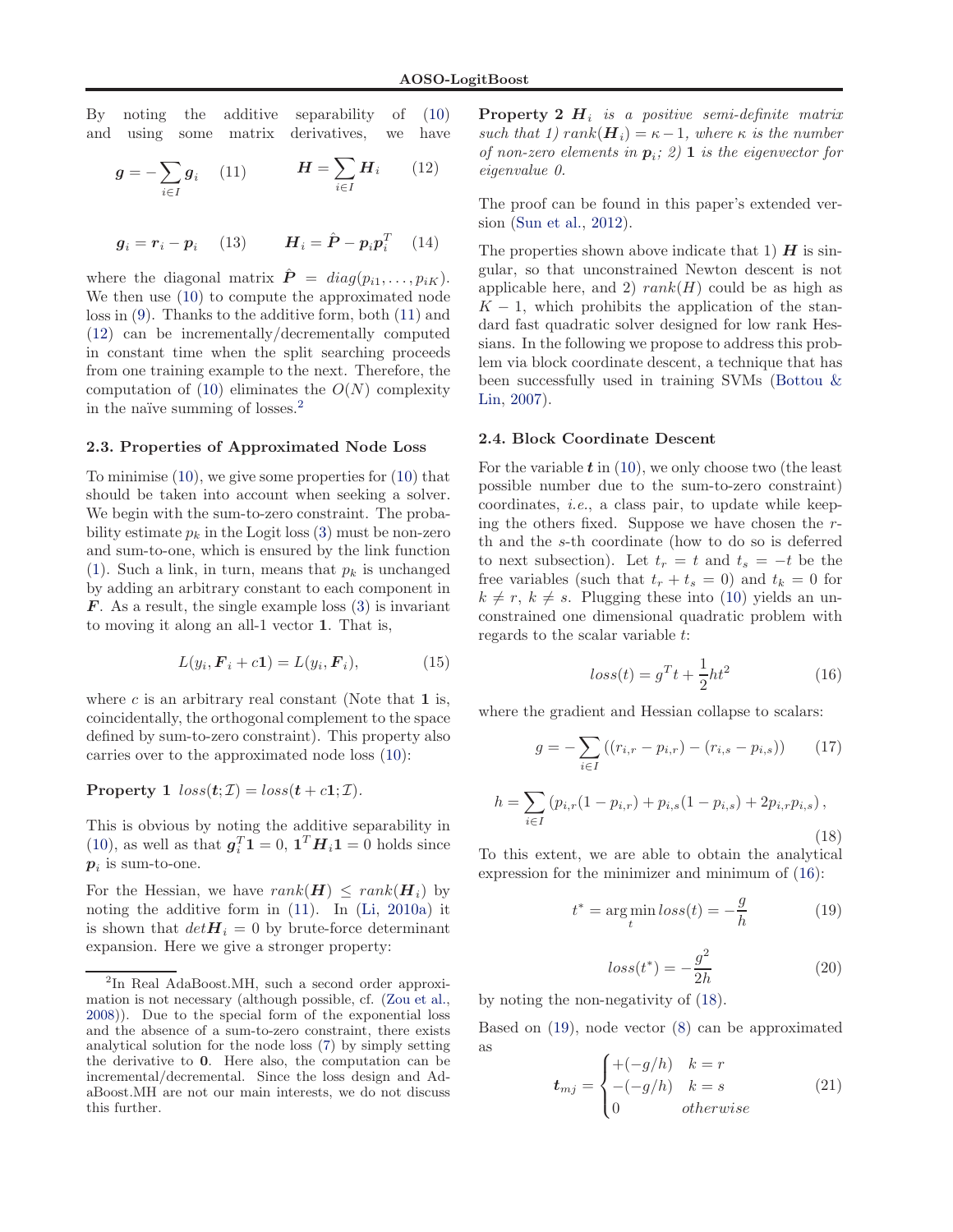By noting the additive separability of (10) and using some matrix derivatives, we have

$$\boldsymbol{g} = -\sum_{i \in I} \boldsymbol{g}_i \quad (11) \qquad \boldsymbol{H} = \sum_{i \in I} \boldsymbol{H}_i \quad (12)$$

$$\boldsymbol{g}_i = \boldsymbol{r}_i - \boldsymbol{p}_i \quad (13) \qquad \boldsymbol{H}_i = \hat{\boldsymbol{P}} - \boldsymbol{p}_i \boldsymbol{p}_i^T \quad (14)$$

where the diagonal matrix $\hat{\boldsymbol{P}} = diag(p_{i1}, \ldots, p_{iK})$. We then use (10) to compute the approximated node loss in (9). Thanks to the additive form, both (11) and (12) can be incrementally/decrementally computed in constant time when the split searching proceeds from one training example to the next. Therefore, the computation of (10) eliminates the $O(N)$ complexity in the naïve summing of losses.[2]

### 2.3. Properties of Approximated Node Loss

To minimise (10), we give some properties for (10) that should be taken into account when seeking a solver. We begin with the sum-to-zero constraint. The probability estimate $p_k$ in the Logit loss (3) must be non-zero and sum-to-one, which is ensured by the link function (1). Such a link, in turn, means that $p_k$ is unchanged by adding an arbitrary constant to each component in $\boldsymbol{F}$. As a result, the single example loss (3) is invariant to moving it along an all-1 vector $\mathbf{1}$. That is,

$$L(y_i, \boldsymbol{F}_i + c\mathbf{1}) = L(y_i, \boldsymbol{F}_i), \tag{15}$$

where $c$ is an arbitrary real constant (Note that $\mathbf{1}$ is, coincidentally, the orthogonal complement to the space defined by sum-to-zero constraint). This property also carries over to the approximated node loss (10):

**Property 1** *$loss(\boldsymbol{t}; \mathcal{I}) = loss(\boldsymbol{t} + c\mathbf{1}; \mathcal{I})$.*

This is obvious by noting the additive separability in (10), as well as that $\boldsymbol{g}_i^T \mathbf{1} = 0$, $\mathbf{1}^T \boldsymbol{H}_i \mathbf{1} = 0$ holds since $\boldsymbol{p}_i$ is sum-to-one.

For the Hessian, we have $rank(\boldsymbol{H}) \le rank(\boldsymbol{H}_i)$ by noting the additive form in (11). In (Li, 2010a) it is shown that $det\boldsymbol{H}_i = 0$ by brute-force determinant expansion. Here we give a stronger property:

**Property 2** *$\boldsymbol{H}_i$ is a positive semi-definite matrix such that 1) $rank(\boldsymbol{H}_i) = \kappa - 1$, where $\kappa$ is the number of non-zero elements in $\boldsymbol{p}_i$; 2) $\mathbf{1}$ is the eigenvector for eigenvalue 0.*

The proof can be found in this paper's extended version (Sun et al., 2012).

The properties shown above indicate that 1) $\boldsymbol{H}$ is singular, so that unconstrained Newton descent is not applicable here, and 2) $rank(H)$ could be as high as $K - 1$, which prohibits the application of the standard fast quadratic solver designed for low rank Hessians. In the following we propose to address this problem via block coordinate descent, a technique that has been successfully used in training SVMs (Bottou & Lin, 2007).

### 2.4. Block Coordinate Descent

For the variable $\boldsymbol{t}$ in (10), we only choose two (the least possible number due to the sum-to-zero constraint) coordinates, *i.e.*, a class pair, to update while keeping the others fixed. Suppose we have chosen the $r$-th and the $s$-th coordinate (how to do so is deferred to next subsection). Let $t_r = t$ and $t_s = -t$ be the free variables (such that $t_r + t_s = 0$) and $t_k = 0$ for $k \neq r$, $k \neq s$. Plugging these into (10) yields an unconstrained one dimensional quadratic problem with regards to the scalar variable $t$:

$$loss(t) = g^T t + \frac{1}{2} h t^2 \tag{16}$$

where the gradient and Hessian collapse to scalars:

$$g = -\sum_{i \in I} \left( (r_{i,r} - p_{i,r}) - (r_{i,s} - p_{i,s}) \right) \tag{17}$$

$$h = \sum_{i \in I} \left( p_{i,r}(1 - p_{i,r}) + p_{i,s}(1 - p_{i,s}) + 2p_{i,r}p_{i,s} \right), \tag{18}$$

To this extent, we are able to obtain the analytical expression for the minimizer and minimum of (16):

$$t^* = \arg\min_t loss(t) = -\frac{g}{h} \tag{19}$$

$$loss(t^*) = -\frac{g^2}{2h} \tag{20}$$

by noting the non-negativity of (18).

Based on (19), node vector (8) can be approximated as

$$\boldsymbol{t}_{mj} = \begin{cases} +(-g/h) & k = r \\ -(-g/h) & k = s \\ 0 & otherwise \end{cases} \tag{21}$$

[2] In Real AdaBoost.MH, such a second order approximation is not necessary (although possible, cf. (Zou et al., 2008)). Due to the special form of the exponential loss and the absence of a sum-to-zero constraint, there exists analytical solution for the node loss (7) by simply setting the derivative to $\mathbf{0}$. Here also, the computation can be incremental/decremental. Since the loss design and AdaBoost.MH are not our main interests, we do not discuss this further.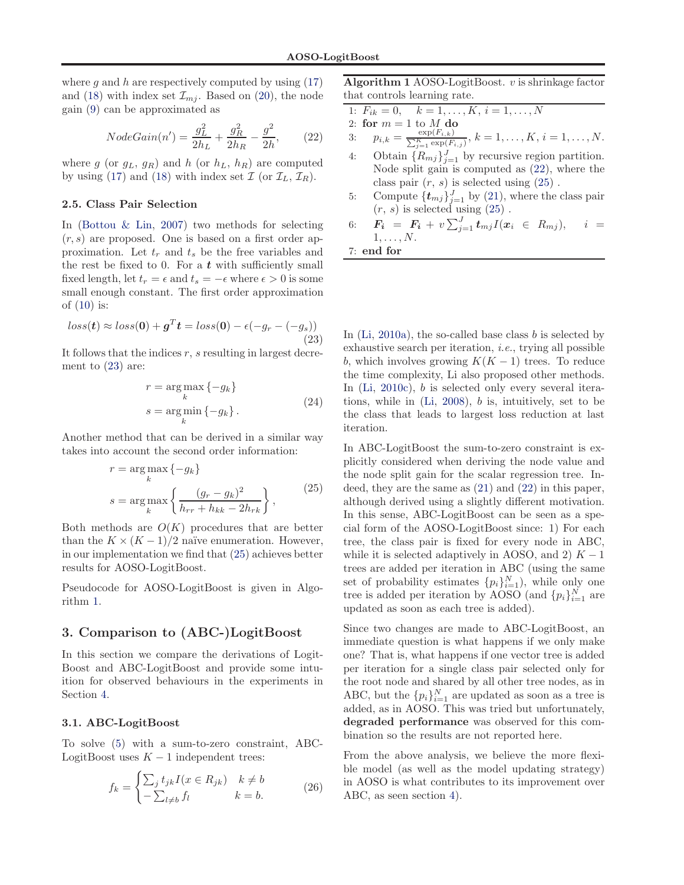where $g$ and $h$ are respectively computed by using (17) and (18) with index set $\mathcal{I}_{mj}$. Based on (20), the node gain (9) can be approximated as

$$NodeGain(n') = \frac{g_L^2}{2h_L} + \frac{g_R^2}{2h_R} - \frac{g^2}{2h}, \tag{22}$$

where $g$ (or $g_L$, $g_R$) and $h$ (or $h_L$, $h_R$) are computed by using (17) and (18) with index set $\mathcal{I}$ (or $\mathcal{I}_L$, $\mathcal{I}_R$).

### 2.5. Class Pair Selection

In (Bottou & Lin, 2007) two methods for selecting $(r, s)$ are proposed. One is based on a first order approximation. Let $t_r$ and $t_s$ be the free variables and the rest be fixed to 0. For a $\boldsymbol{t}$ with sufficiently small fixed length, let $t_r = \epsilon$ and $t_s = -\epsilon$ where $\epsilon > 0$ is some small enough constant. The first order approximation of (10) is:

$$loss(\boldsymbol{t}) \approx loss(\boldsymbol{0}) + \boldsymbol{g}^T \boldsymbol{t} = loss(\boldsymbol{0}) - \epsilon(-g_r - (-g_s)) \tag{23}$$

It follows that the indices $r$, $s$ resulting in largest decrement to (23) are:

$$\begin{aligned} r &= \arg\max_k \{-g_k\} \\ s &= \arg\min_k \{-g_k\}. \end{aligned} \tag{24}$$

Another method that can be derived in a similar way takes into account the second order information:

$$\begin{aligned} r &= \arg\max_k \{-g_k\} \\ s &= \arg\max_k \left\{ \frac{(g_r - g_k)^2}{h_{rr} + h_{kk} - 2h_{rk}} \right\}, \end{aligned} \tag{25}$$

Both methods are $O(K)$ procedures that are better than the $K \times (K-1)/2$ naïve enumeration. However, in our implementation we find that (25) achieves better results for AOSO-LogitBoost.

Pseudocode for AOSO-LogitBoost is given in Algorithm 1.

**Algorithm 1** AOSO-LogitBoost. $v$ is shrinkage factor that controls learning rate.

```
1: F_ik = 0,   k = 1,...,K, i = 1,...,N
2: for m = 1 to M do
3:   p_{i,k} = exp(F_{i,k}) / Σ_{j=1}^K exp(F_{i,j}), k = 1,...,K, i = 1,...,N.
4:   Obtain {R_mj}_{j=1}^J by recursive region partition.
     Node split gain is computed as (22), where the
     class pair (r, s) is selected using (25).
5:   Compute {t_mj}_{j=1}^J by (21), where the class pair
     (r, s) is selected using (25).
6:   F_i = F_i + v Σ_{j=1}^J t_mj I(x_i ∈ R_mj),   i = 1,...,N.
7: end for
```

## 3. Comparison to (ABC-)LogitBoost

In this section we compare the derivations of LogitBoost and ABC-LogitBoost and provide some intuition for observed behaviours in the experiments in Section 4.

### 3.1. ABC-LogitBoost

To solve (5) with a sum-to-zero constraint, ABC-LogitBoost uses $K-1$ independent trees:

$$f_k = \begin{cases} \sum_j t_{jk} I(x \in R_{jk}) & k \neq b \\ -\sum_{l \neq b} f_l & k = b. \end{cases} \tag{26}$$

In (Li, 2010a), the so-called base class $b$ is selected by exhaustive search per iteration, *i.e.*, trying all possible $b$, which involves growing $K(K-1)$ trees. To reduce the time complexity, Li also proposed other methods. In (Li, 2010c), $b$ is selected only every several iterations, while in (Li, 2008), $b$ is, intuitively, set to be the class that leads to largest loss reduction at last iteration.

In ABC-LogitBoost the sum-to-zero constraint is explicitly considered when deriving the node value and the node split gain for the scalar regression tree. Indeed, they are the same as (21) and (22) in this paper, although derived using a slightly different motivation. In this sense, ABC-LogitBoost can be seen as a special form of the AOSO-LogitBoost since: 1) For each tree, the class pair is fixed for every node in ABC, while it is selected adaptively in AOSO, and 2) $K-1$ trees are added per iteration in ABC (using the same set of probability estimates $\{p_i\}_{i=1}^N$), while only one tree is added per iteration by AOSO (and $\{p_i\}_{i=1}^N$ are updated as soon as each tree is added).

Since two changes are made to ABC-LogitBoost, an immediate question is what happens if we only make one? That is, what happens if one vector tree is added per iteration for a single class pair selected only for the root node and shared by all other tree nodes, as in ABC, but the $\{p_i\}_{i=1}^N$ are updated as soon as a tree is added, as in AOSO. This was tried but unfortunately, **degraded performance** was observed for this combination so the results are not reported here.

From the above analysis, we believe the more flexible model (as well as the model updating strategy) in AOSO is what contributes to its improvement over ABC, as seen section 4).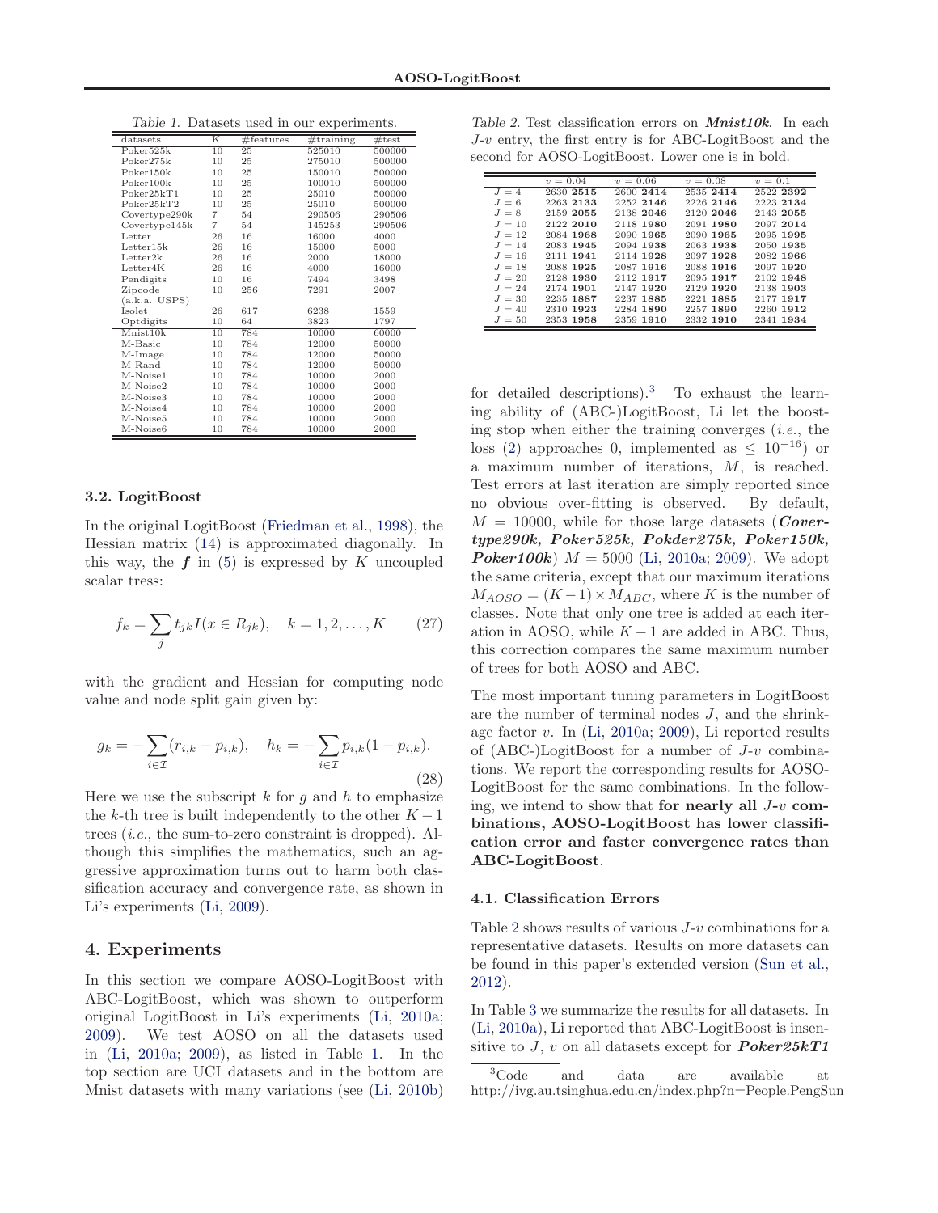*Table 1.* Datasets used in our experiments.

| datasets | K | #features | #training | #test |
|---|---|---|---|---|
| Poker525k | 10 | 25 | 525010 | 500000 |
| Poker275k | 10 | 25 | 275010 | 500000 |
| Poker150k | 10 | 25 | 150010 | 500000 |
| Poker100k | 10 | 25 | 100010 | 500000 |
| Poker25kT1 | 10 | 25 | 25010 | 500000 |
| Poker25kT2 | 10 | 25 | 25010 | 500000 |
| Covertype290k | 7 | 54 | 290506 | 290506 |
| Covertype145k | 7 | 54 | 145253 | 290506 |
| Letter | 26 | 16 | 16000 | 4000 |
| Letter15k | 26 | 16 | 15000 | 5000 |
| Letter2k | 26 | 16 | 2000 | 18000 |
| Letter4K | 26 | 16 | 4000 | 16000 |
| Pendigits | 10 | 16 | 7494 | 3498 |
| Zipcode (a.k.a. USPS) | 10 | 256 | 7291 | 2007 |
| Isolet | 26 | 617 | 6238 | 1559 |
| Optdigits | 10 | 64 | 3823 | 1797 |
| Mnist10k | 10 | 784 | 10000 | 60000 |
| M-Basic | 10 | 784 | 12000 | 50000 |
| M-Image | 10 | 784 | 12000 | 50000 |
| M-Rand | 10 | 784 | 12000 | 50000 |
| M-Noise1 | 10 | 784 | 10000 | 2000 |
| M-Noise2 | 10 | 784 | 10000 | 2000 |
| M-Noise3 | 10 | 784 | 10000 | 2000 |
| M-Noise4 | 10 | 784 | 10000 | 2000 |
| M-Noise5 | 10 | 784 | 10000 | 2000 |
| M-Noise6 | 10 | 784 | 10000 | 2000 |

### 3.2. LogitBoost

In the original LogitBoost (Friedman et al., 1998), the Hessian matrix (14) is approximated diagonally. In this way, the $\boldsymbol{f}$ in (5) is expressed by $K$ uncoupled scalar tress:

$$f_k = \sum_j t_{jk} I(x \in R_{jk}), \quad k = 1, 2, \ldots, K \tag{27}$$

with the gradient and Hessian for computing node value and node split gain given by:

$$g_k = -\sum_{i \in \mathcal{I}} (r_{i,k} - p_{i,k}), \quad h_k = -\sum_{i \in \mathcal{I}} p_{i,k}(1 - p_{i,k}). \tag{28}$$

Here we use the subscript $k$ for $g$ and $h$ to emphasize the $k$-th tree is built independently to the other $K-1$ trees (*i.e.*, the sum-to-zero constraint is dropped). Although this simplifies the mathematics, such an aggressive approximation turns out to harm both classification accuracy and convergence rate, as shown in Li's experiments (Li, 2009).

## 4. Experiments

In this section we compare AOSO-LogitBoost with ABC-LogitBoost, which was shown to outperform original LogitBoost in Li's experiments (Li, 2010a; 2009). We test AOSO on all the datasets used in (Li, 2010a; 2009), as listed in Table 1. In the top section are UCI datasets and in the bottom are Mnist datasets with many variations (see (Li, 2010b) for detailed descriptions).[3] To exhaust the learning ability of (ABC-)LogitBoost, Li let the boosting stop when either the training converges (*i.e.*, the loss (2) approaches 0, implemented as $\leq 10^{-16}$) or a maximum number of iterations, $M$, is reached. Test errors at last iteration are simply reported since no obvious over-fitting is observed. By default, $M = 10000$, while for those large datasets (***Covertype290k, Poker525k, Pokder275k, Poker150k, Poker100k***) $M = 5000$ (Li, 2010a; 2009). We adopt the same criteria, except that our maximum iterations $M_{AOSO} = (K-1) \times M_{ABC}$, where $K$ is the number of classes. Note that only one tree is added at each iteration in AOSO, while $K-1$ are added in ABC. Thus, this correction compares the same maximum number of trees for both AOSO and ABC.

*Table 2.* Test classification errors on ***Mnist10k***. In each $J$-$v$ entry, the first entry is for ABC-LogitBoost and the second for AOSO-LogitBoost. Lower one is in bold.

| | $v=0.04$ | $v=0.06$ | $v=0.08$ | $v=0.1$ |
|---|---|---|---|---|
| $J=4$ | 2630 **2515** | 2600 **2414** | 2535 **2414** | 2522 **2392** |
| $J=6$ | 2263 **2133** | 2252 **2146** | 2226 **2146** | 2223 **2134** |
| $J=8$ | 2159 **2055** | 2138 **2046** | 2120 **2046** | 2143 **2055** |
| $J=10$ | 2122 **2010** | 2118 **1980** | 2091 **1980** | 2097 **2014** |
| $J=12$ | 2084 **1968** | 2090 **1965** | 2090 **1965** | 2095 **1995** |
| $J=14$ | 2083 **1945** | 2094 **1938** | 2063 **1938** | 2050 **1935** |
| $J=16$ | 2111 **1941** | 2114 **1928** | 2097 **1928** | 2082 **1966** |
| $J=18$ | 2088 **1925** | 2087 **1916** | 2088 **1916** | 2097 **1920** |
| $J=20$ | 2128 **1930** | 2112 **1917** | 2095 **1917** | 2102 **1948** |
| $J=24$ | 2174 **1901** | 2147 **1920** | 2129 **1920** | 2138 **1903** |
| $J=30$ | 2235 **1887** | 2237 **1885** | 2221 **1885** | 2177 **1917** |
| $J=40$ | 2310 **1923** | 2284 **1890** | 2257 **1890** | 2260 **1912** |
| $J=50$ | 2353 **1958** | 2359 **1910** | 2332 **1910** | 2341 **1934** |

The most important tuning parameters in LogitBoost are the number of terminal nodes $J$, and the shrinkage factor $v$. In (Li, 2010a; 2009), Li reported results of (ABC-)LogitBoost for a number of $J$-$v$ combinations. We report the corresponding results for AOSO-LogitBoost for the same combinations. In the following, we intend to show that **for nearly all $J$-$v$ combinations, AOSO-LogitBoost has lower classification error and faster convergence rates than ABC-LogitBoost**.

### 4.1. Classification Errors

Table 2 shows results of various $J$-$v$ combinations for a representative datasets. Results on more datasets can be found in this paper's extended version (Sun et al., 2012).

In Table 3 we summarize the results for all datasets. In (Li, 2010a), Li reported that ABC-LogitBoost is insensitive to $J$, $v$ on all datasets except for ***Poker25kT1***

[3] Code and data are available at http://ivg.au.tsinghua.edu.cn/index.php?n=People.PengSun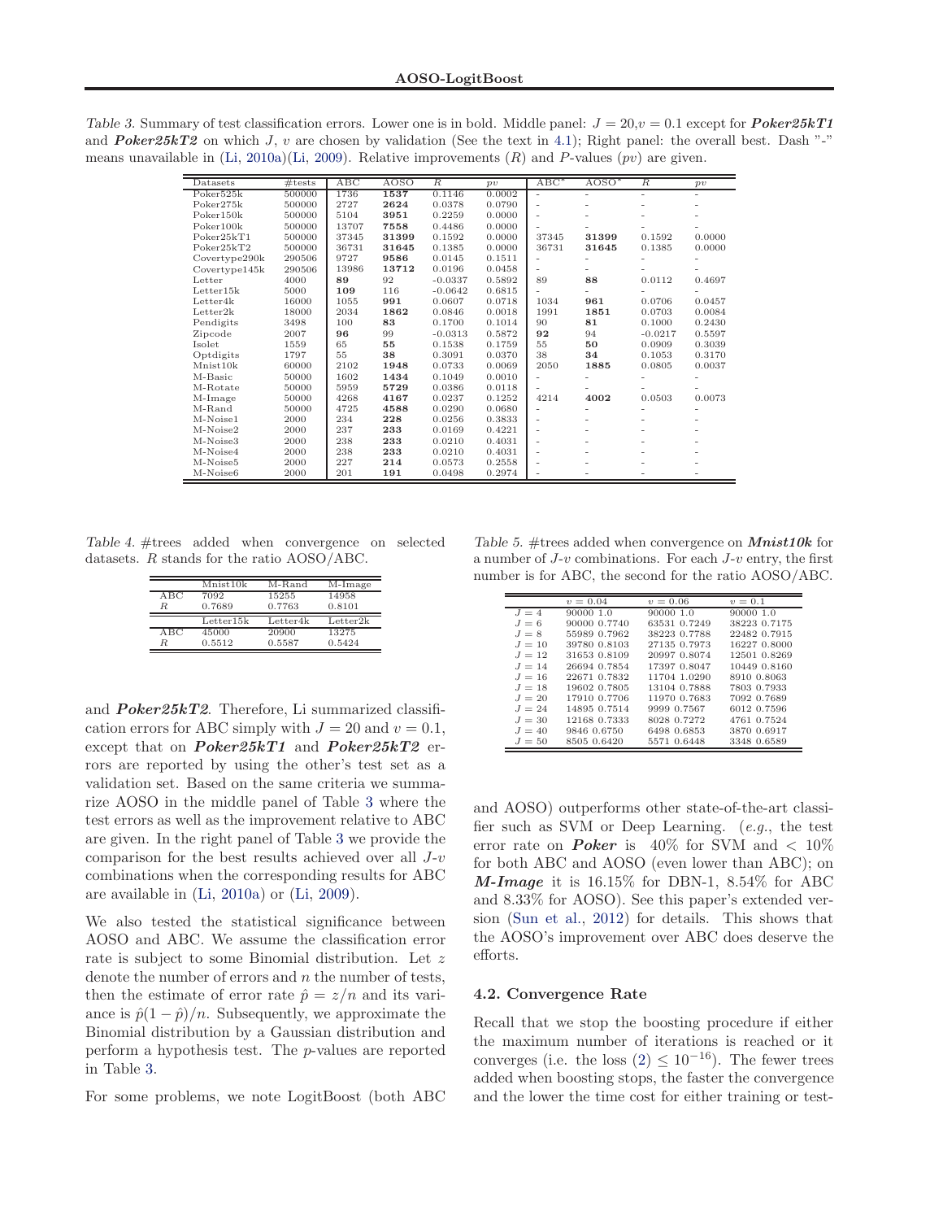Table 3. Summary of test classification errors. Lower one is in bold. Middle panel: $J = 20, v = 0.1$ except for ***Poker25kT1*** and ***Poker25kT2*** on which $J$, $v$ are chosen by validation (See the text in 4.1); Right panel: the overall best. Dash "-" means unavailable in (Li, 2010a)(Li, 2009). Relative improvements ($R$) and $P$-values ($pv$) are given.

| Datasets | #tests | ABC | AOSO | $R$ | $pv$ | ABC* | AOSO* | $R$ | $pv$ |
|---|---|---|---|---|---|---|---|---|---|
| Poker525k | 500000 | 1736 | **1537** | 0.1146 | 0.0002 | - | - | - | - |
| Poker275k | 500000 | 2727 | **2624** | 0.0378 | 0.0790 | - | - | - | - |
| Poker150k | 500000 | 5104 | **3951** | 0.2259 | 0.0000 | - | - | - | - |
| Poker100k | 500000 | 13707 | **7558** | 0.4486 | 0.0000 | - | - | - | - |
| Poker25kT1 | 500000 | 37345 | **31399** | 0.1592 | 0.0000 | 37345 | **31399** | 0.1592 | 0.0000 |
| Poker25kT2 | 500000 | 36731 | **31645** | 0.1385 | 0.0000 | 36731 | **31645** | 0.1385 | 0.0000 |
| Covertype290k | 290506 | 9727 | **9586** | 0.0145 | 0.1511 | - | - | - | - |
| Covertype145k | 290506 | 13986 | **13712** | 0.0196 | 0.0458 | - | - | - | - |
| Letter | 4000 | **89** | 92 | -0.0337 | 0.5892 | 89 | **88** | 0.0112 | 0.4697 |
| Letter15k | 5000 | **109** | 116 | -0.0642 | 0.6815 | - | - | - | - |
| Letter4k | 16000 | 1055 | **991** | 0.0607 | 0.0718 | 1034 | **961** | 0.0706 | 0.0457 |
| Letter2k | 18000 | 2034 | **1862** | 0.0846 | 0.0018 | 1991 | **1851** | 0.0703 | 0.0084 |
| Pendigits | 3498 | 100 | **83** | 0.1700 | 0.1014 | 90 | **81** | 0.1000 | 0.2430 |
| Zipcode | 2007 | **96** | 99 | -0.0313 | 0.5872 | **92** | 94 | -0.0217 | 0.5597 |
| Isolet | 1559 | 65 | **55** | 0.1538 | 0.1759 | 55 | **50** | 0.0909 | 0.3039 |
| Optdigits | 1797 | 55 | **38** | 0.3091 | 0.0370 | 38 | **34** | 0.1053 | 0.3170 |
| Mnist10k | 60000 | 2102 | **1948** | 0.0733 | 0.0069 | 2050 | **1885** | 0.0805 | 0.0037 |
| M-Basic | 50000 | 1602 | **1434** | 0.1049 | 0.0010 | - | - | - | - |
| M-Rotate | 50000 | 5959 | **5729** | 0.0386 | 0.0118 | - | - | - | - |
| M-Image | 50000 | 4268 | **4167** | 0.0237 | 0.1252 | 4214 | **4002** | 0.0503 | 0.0073 |
| M-Rand | 50000 | 4725 | **4588** | 0.0290 | 0.0680 | - | - | - | - |
| M-Noise1 | 2000 | 234 | **228** | 0.0256 | 0.3833 | - | - | - | - |
| M-Noise2 | 2000 | 237 | **233** | 0.0169 | 0.4221 | - | - | - | - |
| M-Noise3 | 2000 | 238 | **233** | 0.0210 | 0.4031 | - | - | - | - |
| M-Noise4 | 2000 | 238 | **233** | 0.0210 | 0.4031 | - | - | - | - |
| M-Noise5 | 2000 | 227 | **214** | 0.0573 | 0.2558 | - | - | - | - |
| M-Noise6 | 2000 | 201 | **191** | 0.0498 | 0.2974 | - | - | - | - |

Table 4. #trees added when convergence on selected datasets. $R$ stands for the ratio AOSO/ABC.

| | Mnist10k | M-Rand | M-Image |
|---|---|---|---|
| ABC | 7092 | 15255 | 14958 |
| $R$ | 0.7689 | 0.7763 | 0.8101 |
| | Letter15k | Letter4k | Letter2k |
| ABC | 45000 | 20900 | 13275 |
| $R$ | 0.5512 | 0.5587 | 0.5424 |

and ***Poker25kT2***. Therefore, Li summarized classification errors for ABC simply with $J = 20$ and $v = 0.1$, except that on ***Poker25kT1*** and ***Poker25kT2*** errors are reported by using the other's test set as a validation set. Based on the same criteria we summarize AOSO in the middle panel of Table 3 where the test errors as well as the improvement relative to ABC are given. In the right panel of Table 3 we provide the comparison for the best results achieved over all $J$-$v$ combinations when the corresponding results for ABC are available in (Li, 2010a) or (Li, 2009).

We also tested the statistical significance between AOSO and ABC. We assume the classification error rate is subject to some Binomial distribution. Let $z$ denote the number of errors and $n$ the number of tests, then the estimate of error rate $\hat{p} = z/n$ and its variance is $\hat{p}(1-\hat{p})/n$. Subsequently, we approximate the Binomial distribution by a Gaussian distribution and perform a hypothesis test. The $p$-values are reported in Table 3.

For some problems, we note LogitBoost (both ABC and AOSO) outperforms other state-of-the-art classifier such as SVM or Deep Learning. (*e.g.*, the test error rate on ***Poker*** is 40% for SVM and < 10% for both ABC and AOSO (even lower than ABC); on ***M-Image*** it is 16.15% for DBN-1, 8.54% for ABC and 8.33% for AOSO). See this paper's extended version (Sun et al., 2012) for details. This shows that the AOSO's improvement over ABC does deserve the efforts.

Table 5. #trees added when convergence on ***Mnist10k*** for a number of $J$-$v$ combinations. For each $J$-$v$ entry, the first number is for ABC, the second for the ratio AOSO/ABC.

| | $v = 0.04$ | $v = 0.06$ | $v = 0.1$ |
|---|---|---|---|
| $J = 4$ | 90000 1.0 | 90000 1.0 | 90000 1.0 |
| $J = 6$ | 90000 0.7740 | 63531 0.7249 | 38223 0.7175 |
| $J = 8$ | 55989 0.7962 | 38223 0.7788 | 22482 0.7915 |
| $J = 10$ | 39780 0.8103 | 27135 0.7973 | 16227 0.8000 |
| $J = 12$ | 31653 0.8109 | 20997 0.8074 | 12501 0.8269 |
| $J = 14$ | 26694 0.7854 | 17397 0.8047 | 10449 0.8160 |
| $J = 16$ | 22671 0.7832 | 11704 1.0290 | 8910 0.8063 |
| $J = 18$ | 19602 0.7805 | 13104 0.7888 | 7803 0.7933 |
| $J = 20$ | 17910 0.7706 | 11970 0.7683 | 7092 0.7689 |
| $J = 24$ | 14895 0.7514 | 9999 0.7567 | 6012 0.7596 |
| $J = 30$ | 12168 0.7333 | 8028 0.7272 | 4761 0.7524 |
| $J = 40$ | 9846 0.6750 | 6498 0.6853 | 3870 0.6917 |
| $J = 50$ | 8505 0.6420 | 5571 0.6448 | 3348 0.6589 |

### 4.2. Convergence Rate

Recall that we stop the boosting procedure if either the maximum number of iterations is reached or it converges (i.e. the loss (2) $\leq 10^{-16}$). The fewer trees added when boosting stops, the faster the convergence and the lower the time cost for either training or test-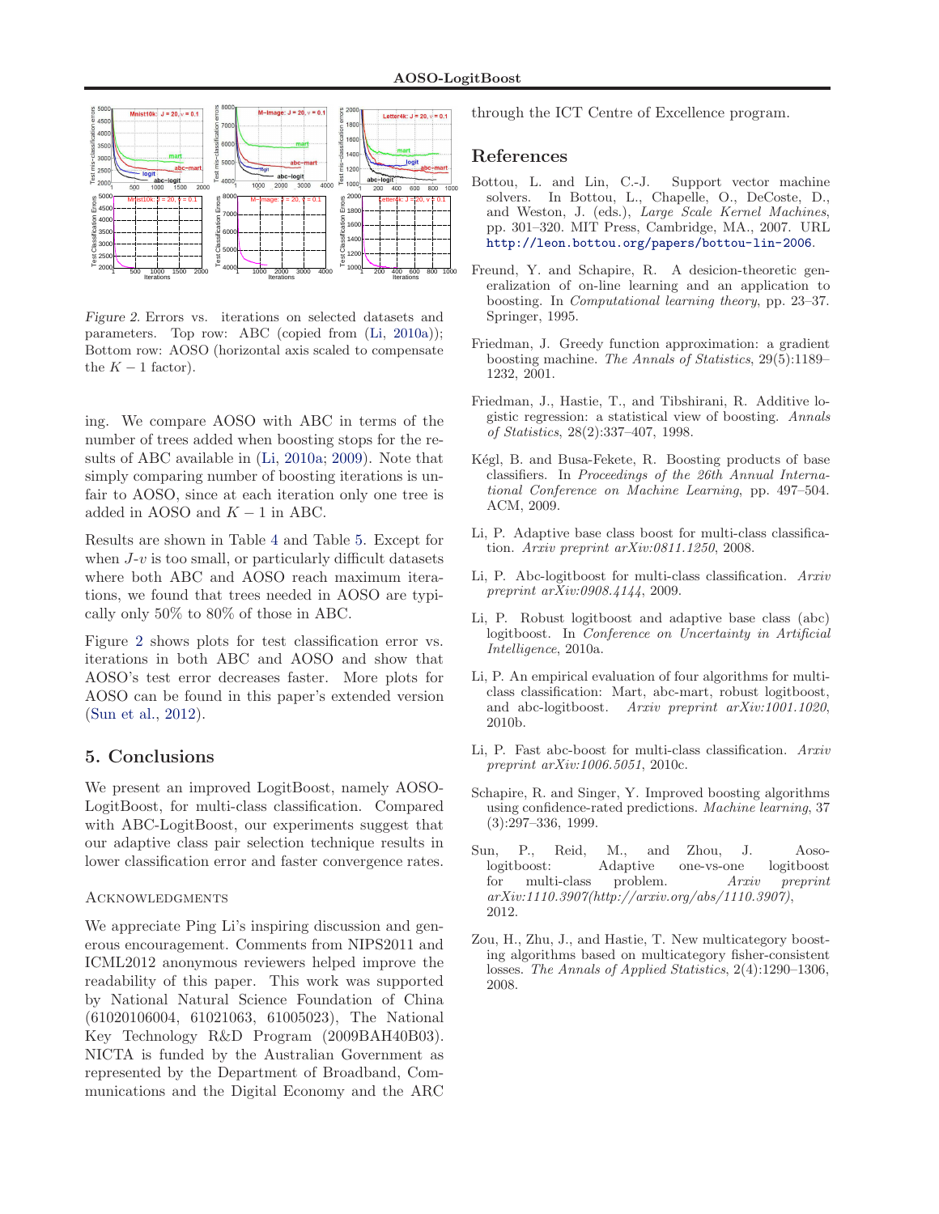Mnist10k: J = 20, ν = 0.1
Test mis-classification errors
mart
abc-mart
logit
abc-logit

M-Image: J = 20, ν = 0.1
Test mis-classification errors
mart
abc-mart
logit
abc-logit

Letter4k: J = 20, ν = 0.1
Test mis-classification errors
mart
logit
abc-mart
abc-logit

Mnist10k: J = 20, ν = 0.1
Test Classification Errors
Iterations

M-Image: J = 20, ν = 0.1
Test Classification Errors
Iterations

Letter4k: J = 20, ν = 0.1
Test Classification Errors
Iterations

*Figure 2.* Errors vs. iterations on selected datasets and parameters. Top row: ABC (copied from (Li, 2010a)); Bottom row: AOSO (horizontal axis scaled to compensate the $K - 1$ factor).

ing. We compare AOSO with ABC in terms of the number of trees added when boosting stops for the results of ABC available in (Li, 2010a; 2009). Note that simply comparing number of boosting iterations is unfair to AOSO, since at each iteration only one tree is added in AOSO and $K - 1$ in ABC.

Results are shown in Table 4 and Table 5. Except for when $J$-$v$ is too small, or particularly difficult datasets where both ABC and AOSO reach maximum iterations, we found that trees needed in AOSO are typically only 50% to 80% of those in ABC.

Figure 2 shows plots for test classification error vs. iterations in both ABC and AOSO and show that AOSO's test error decreases faster. More plots for AOSO can be found in this paper's extended version (Sun et al., 2012).

## 5. Conclusions

We present an improved LogitBoost, namely AOSO-LogitBoost, for multi-class classification. Compared with ABC-LogitBoost, our experiments suggest that our adaptive class pair selection technique results in lower classification error and faster convergence rates.

### Acknowledgments

We appreciate Ping Li's inspiring discussion and generous encouragement. Comments from NIPS2011 and ICML2012 anonymous reviewers helped improve the readability of this paper. This work was supported by National Natural Science Foundation of China (61020106004, 61021063, 61005023), The National Key Technology R&D Program (2009BAH40B03). NICTA is funded by the Australian Government as represented by the Department of Broadband, Communications and the Digital Economy and the ARC through the ICT Centre of Excellence program.

## References

Bottou, L. and Lin, C.-J. Support vector machine solvers. In Bottou, L., Chapelle, O., DeCoste, D., and Weston, J. (eds.), *Large Scale Kernel Machines*, pp. 301–320. MIT Press, Cambridge, MA., 2007. URL http://leon.bottou.org/papers/bottou-lin-2006.

Freund, Y. and Schapire, R. A desicion-theoretic generalization of on-line learning and an application to boosting. In *Computational learning theory*, pp. 23–37. Springer, 1995.

Friedman, J. Greedy function approximation: a gradient boosting machine. *The Annals of Statistics*, 29(5):1189–1232, 2001.

Friedman, J., Hastie, T., and Tibshirani, R. Additive logistic regression: a statistical view of boosting. *Annals of Statistics*, 28(2):337–407, 1998.

Kégl, B. and Busa-Fekete, R. Boosting products of base classifiers. In *Proceedings of the 26th Annual International Conference on Machine Learning*, pp. 497–504. ACM, 2009.

Li, P. Adaptive base class boost for multi-class classification. *Arxiv preprint arXiv:0811.1250*, 2008.

Li, P. Abc-logitboost for multi-class classification. *Arxiv preprint arXiv:0908.4144*, 2009.

Li, P. Robust logitboost and adaptive base class (abc) logitboost. In *Conference on Uncertainty in Artificial Intelligence*, 2010a.

Li, P. An empirical evaluation of four algorithms for multi-class classification: Mart, abc-mart, robust logitboost, and abc-logitboost. *Arxiv preprint arXiv:1001.1020*, 2010b.

Li, P. Fast abc-boost for multi-class classification. *Arxiv preprint arXiv:1006.5051*, 2010c.

Schapire, R. and Singer, Y. Improved boosting algorithms using confidence-rated predictions. *Machine learning*, 37 (3):297–336, 1999.

Sun, P., Reid, M., and Zhou, J. Aoso-logitboost: Adaptive one-vs-one logitboost for multi-class problem. *Arxiv preprint arXiv:1110.3907(http://arxiv.org/abs/1110.3907)*, 2012.

Zou, H., Zhu, J., and Hastie, T. New multicategory boosting algorithms based on multicategory fisher-consistent losses. *The Annals of Applied Statistics*, 2(4):1290–1306, 2008.